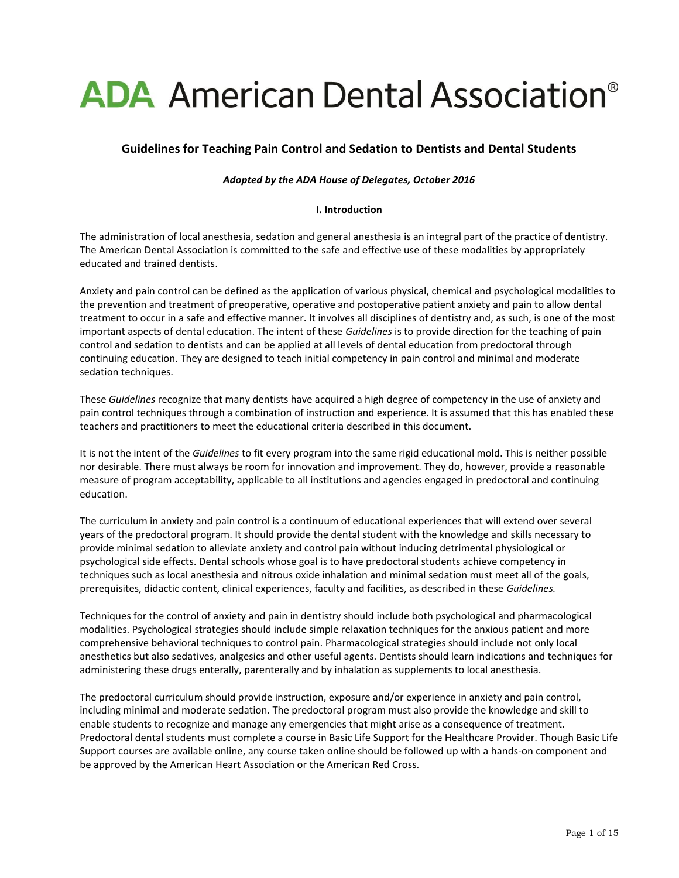# ADA American Dental Association®

## Guidelines for Teaching Pain Control and Sedation to Dentists and Dental Students

*Adopted by the ADA House of Delegates, October 2016*

### I. Introduction

The administration of local anesthesia, sedation and general anesthesia is an integral part of the practice of dentistry. The American Dental Association is committed to the safe and effective use of these modalities by appropriately educated and trained dentists.

Anxiety and pain control can be defined as the application of various physical, chemical and psychological modalities to the prevention and treatment of preoperative, operative and postoperative patient anxiety and pain to allow dental treatment to occur in a safe and effective manner. It involves all disciplines of dentistry and, as such, is one of the most important aspects of dental education. The intent of these *Guidelines* is to provide direction for the teaching of pain control and sedation to dentists and can be applied at all levels of dental education from predoctoral through continuing education. They are designed to teach initial competency in pain control and minimal and moderate sedation techniques.

These *Guidelines* recognize that many dentists have acquired a high degree of competency in the use of anxiety and pain control techniques through a combination of instruction and experience. It is assumed that this has enabled these teachers and practitioners to meet the educational criteria described in this document.

It is not the intent of the *Guidelines* to fit every program into the same rigid educational mold. This is neither possible nor desirable. There must always be room for innovation and improvement. They do, however, provide a reasonable measure of program acceptability, applicable to all institutions and agencies engaged in predoctoral and continuing education.

The curriculum in anxiety and pain control is a continuum of educational experiences that will extend over several years of the predoctoral program. It should provide the dental student with the knowledge and skills necessary to provide minimal sedation to alleviate anxiety and control pain without inducing detrimental physiological or psychological side effects. Dental schools whose goal is to have predoctoral students achieve competency in techniques such as local anesthesia and nitrous oxide inhalation and minimal sedation must meet all of the goals, prerequisites, didactic content, clinical experiences, faculty and facilities, as described in these *Guidelines*.

Techniques for the control of anxiety and pain in dentistry should include both psychological and pharmacological modalities. Psychological strategies should include simple relaxation techniques for the anxious patient and more comprehensive behavioral techniques to control pain. Pharmacological strategies should include not only local anesthetics but also sedatives, analgesics and other useful agents. Dentists should learn indications and techniques for administering these drugs enterally, parenterally and by inhalation as supplements to local anesthesia.

The predoctoral curriculum should provide instruction, exposure and/or experience in anxiety and pain control, including minimal and moderate sedation. The predoctoral program must also provide the knowledge and skill to enable students to recognize and manage any emergencies that might arise as a consequence of treatment. Predoctoral dental students must complete a course in Basic Life Support for the Healthcare Provider. Though Basic Life Support courses are available online, any course taken online should be followed up with a hands-on component and be approved by the American Heart Association or the American Red Cross.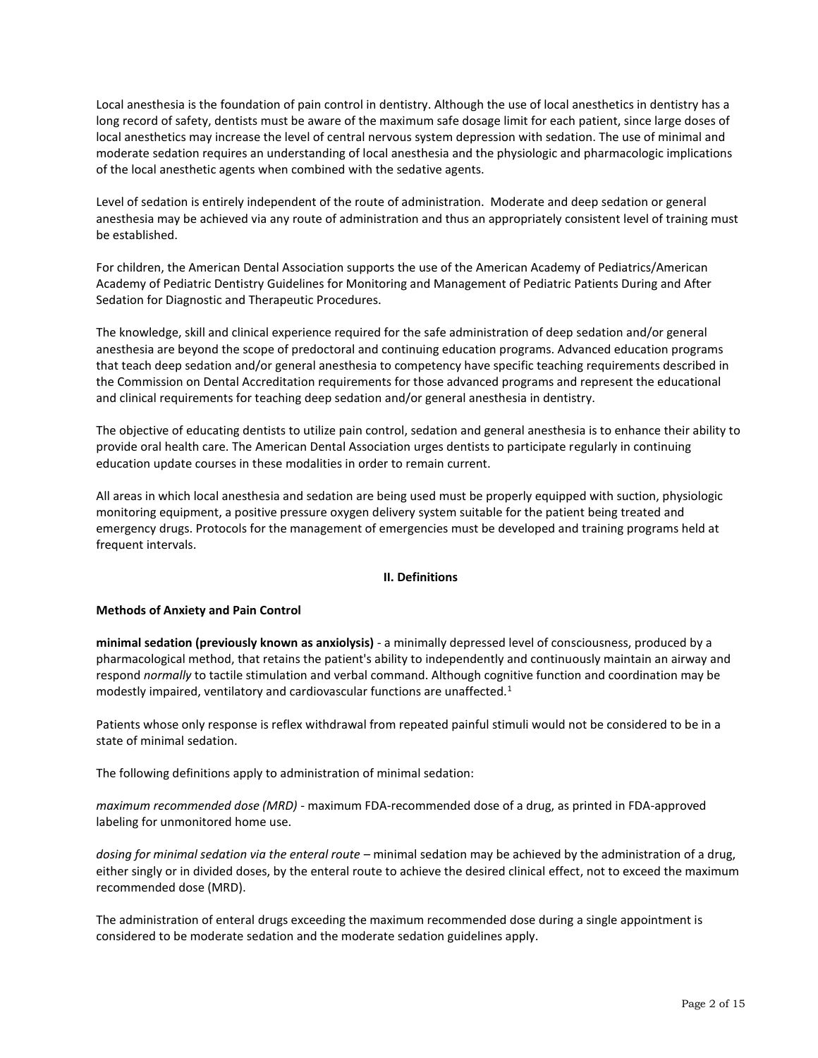Local anesthesia is the foundation of pain control in dentistry. Although the use of local anesthetics in dentistry has a long record of safety, dentists must be aware of the maximum safe dosage limit for each patient, since large doses of local anesthetics may increase the level of central nervous system depression with sedation. The use of minimal and moderate sedation requires an understanding of local anesthesia and the physiologic and pharmacologic implications of the local anesthetic agents when combined with the sedative agents.

Level of sedation is entirely independent of the route of administration. Moderate and deep sedation or general anesthesia may be achieved via any route of administration and thus an appropriately consistent level of training must be established.

For children, the American Dental Association supports the use of the American Academy of Pediatrics/American Academy of Pediatric Dentistry Guidelines for Monitoring and Management of Pediatric Patients During and After Sedation for Diagnostic and Therapeutic Procedures.

The knowledge, skill and clinical experience required for the safe administration of deep sedation and/or general anesthesia are beyond the scope of predoctoral and continuing education programs. Advanced education programs that teach deep sedation and/or general anesthesia to competency have specific teaching requirements described in the Commission on Dental Accreditation requirements for those advanced programs and represent the educational and clinical requirements for teaching deep sedation and/or general anesthesia in dentistry.

The objective of educating dentists to utilize pain control, sedation and general anesthesia is to enhance their ability to provide oral health care. The American Dental Association urges dentists to participate regularly in continuing education update courses in these modalities in order to remain current.

All areas in which local anesthesia and sedation are being used must be properly equipped with suction, physiologic monitoring equipment, a positive pressure oxygen delivery system suitable for the patient being treated and emergency drugs. Protocols for the management of emergencies must be developed and training programs held at frequent intervals.

## II. Definitions

**Methods of Anxiety and Pain Control**

**minimal sedation (previously known as anxiolysis)** - a minimally depressed level of consciousness, produced by a pharmacological method, that retains the patient's ability to independently and continuously maintain an airway and respond *normally* to tactile stimulation and verbal command. Although cognitive function and coordination may be modestly impaired, ventilatory and cardiovascular functions are unaffected.[1]

Patients whose only response is reflex withdrawal from repeated painful stimuli would not be considered to be in a state of minimal sedation.

The following definitions apply to administration of minimal sedation:

*maximum recommended dose (MRD)* - maximum FDA-recommended dose of a drug, as printed in FDA-approved labeling for unmonitored home use.

*dosing for minimal sedation via the enteral route* – minimal sedation may be achieved by the administration of a drug, either singly or in divided doses, by the enteral route to achieve the desired clinical effect, not to exceed the maximum recommended dose (MRD).

The administration of enteral drugs exceeding the maximum recommended dose during a single appointment is considered to be moderate sedation and the moderate sedation guidelines apply.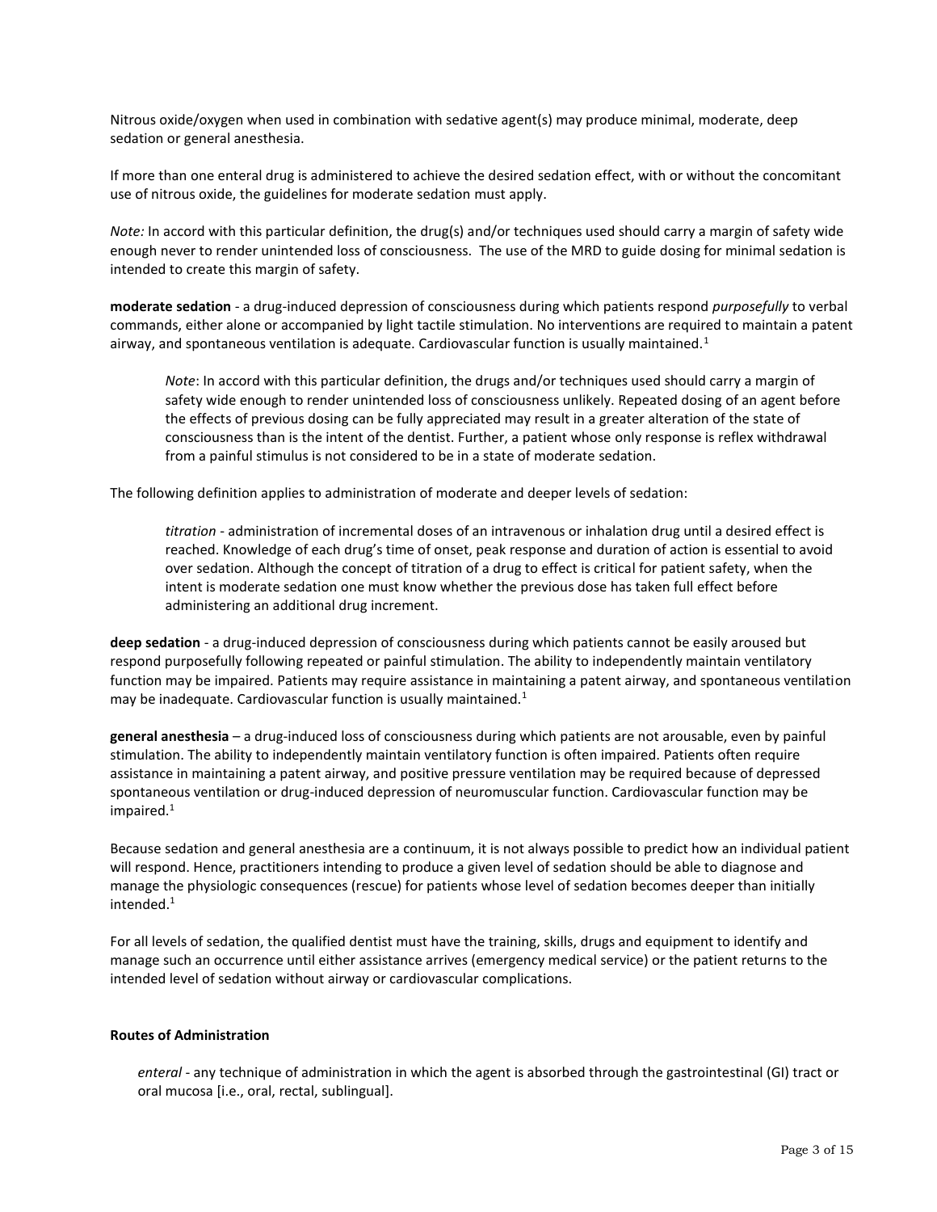Nitrous oxide/oxygen when used in combination with sedative agent(s) may produce minimal, moderate, deep sedation or general anesthesia.

If more than one enteral drug is administered to achieve the desired sedation effect, with or without the concomitant use of nitrous oxide, the guidelines for moderate sedation must apply.

*Note:* In accord with this particular definition, the drug(s) and/or techniques used should carry a margin of safety wide enough never to render unintended loss of consciousness. The use of the MRD to guide dosing for minimal sedation is intended to create this margin of safety.

**moderate sedation** - a drug-induced depression of consciousness during which patients respond *purposefully* to verbal commands, either alone or accompanied by light tactile stimulation. No interventions are required to maintain a patent airway, and spontaneous ventilation is adequate. Cardiovascular function is usually maintained.[1]

> *Note*: In accord with this particular definition, the drugs and/or techniques used should carry a margin of safety wide enough to render unintended loss of consciousness unlikely. Repeated dosing of an agent before the effects of previous dosing can be fully appreciated may result in a greater alteration of the state of consciousness than is the intent of the dentist. Further, a patient whose only response is reflex withdrawal from a painful stimulus is not considered to be in a state of moderate sedation.

The following definition applies to administration of moderate and deeper levels of sedation:

> *titration* - administration of incremental doses of an intravenous or inhalation drug until a desired effect is reached. Knowledge of each drug's time of onset, peak response and duration of action is essential to avoid over sedation. Although the concept of titration of a drug to effect is critical for patient safety, when the intent is moderate sedation one must know whether the previous dose has taken full effect before administering an additional drug increment.

**deep sedation** - a drug-induced depression of consciousness during which patients cannot be easily aroused but respond purposefully following repeated or painful stimulation. The ability to independently maintain ventilatory function may be impaired. Patients may require assistance in maintaining a patent airway, and spontaneous ventilation may be inadequate. Cardiovascular function is usually maintained.[1]

**general anesthesia** – a drug-induced loss of consciousness during which patients are not arousable, even by painful stimulation. The ability to independently maintain ventilatory function is often impaired. Patients often require assistance in maintaining a patent airway, and positive pressure ventilation may be required because of depressed spontaneous ventilation or drug-induced depression of neuromuscular function. Cardiovascular function may be impaired.[1]

Because sedation and general anesthesia are a continuum, it is not always possible to predict how an individual patient will respond. Hence, practitioners intending to produce a given level of sedation should be able to diagnose and manage the physiologic consequences (rescue) for patients whose level of sedation becomes deeper than initially intended.[1]

For all levels of sedation, the qualified dentist must have the training, skills, drugs and equipment to identify and manage such an occurrence until either assistance arrives (emergency medical service) or the patient returns to the intended level of sedation without airway or cardiovascular complications.

**Routes of Administration**

> *enteral* - any technique of administration in which the agent is absorbed through the gastrointestinal (GI) tract or oral mucosa [i.e., oral, rectal, sublingual].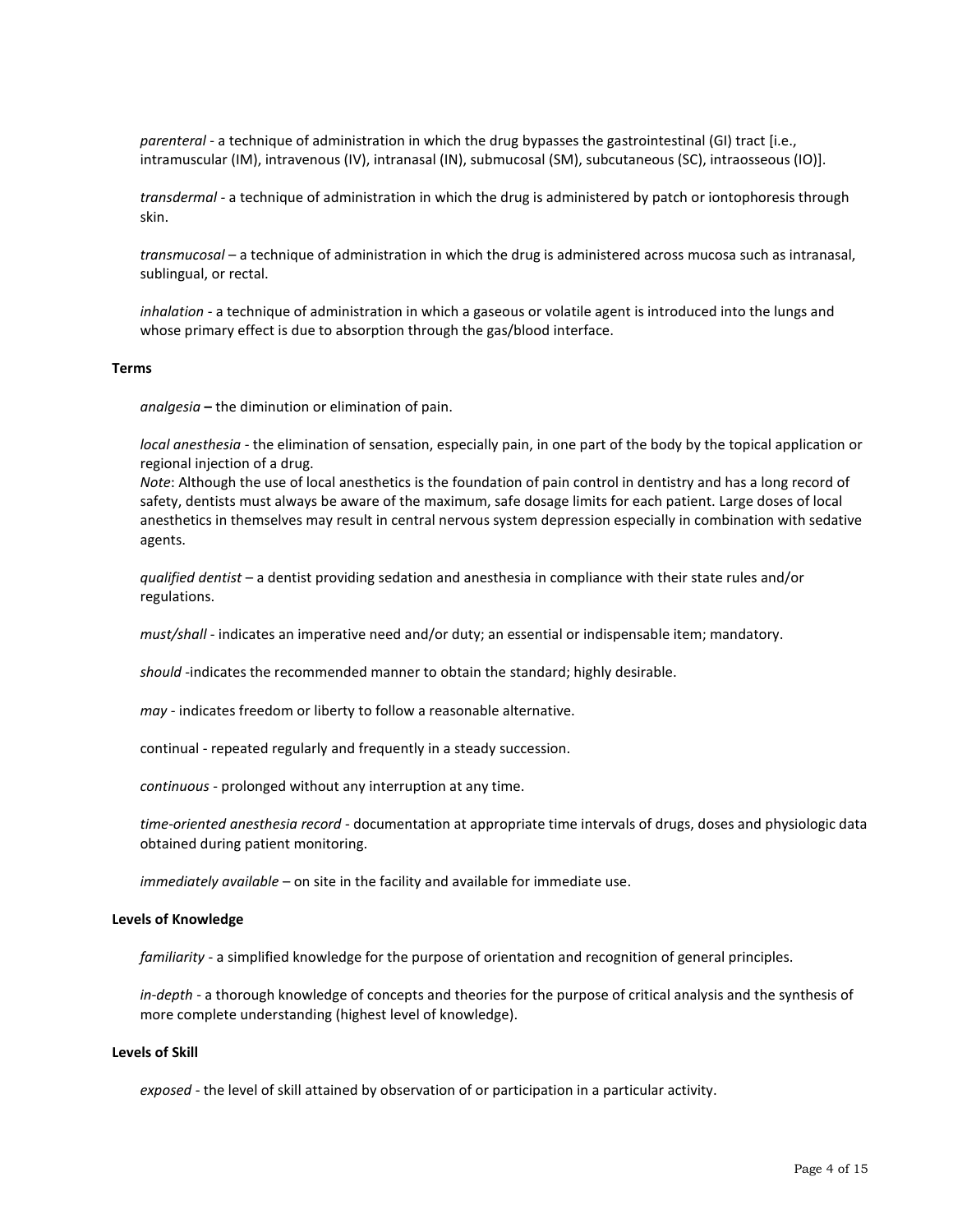*parenteral* - a technique of administration in which the drug bypasses the gastrointestinal (GI) tract [i.e., intramuscular (IM), intravenous (IV), intranasal (IN), submucosal (SM), subcutaneous (SC), intraosseous (IO)].

*transdermal* - a technique of administration in which the drug is administered by patch or iontophoresis through skin.

*transmucosal* – a technique of administration in which the drug is administered across mucosa such as intranasal, sublingual, or rectal.

*inhalation* - a technique of administration in which a gaseous or volatile agent is introduced into the lungs and whose primary effect is due to absorption through the gas/blood interface.

**Terms**

*analgesia* **–** the diminution or elimination of pain.

*local anesthesia* - the elimination of sensation, especially pain, in one part of the body by the topical application or regional injection of a drug.
*Note*: Although the use of local anesthetics is the foundation of pain control in dentistry and has a long record of safety, dentists must always be aware of the maximum, safe dosage limits for each patient. Large doses of local anesthetics in themselves may result in central nervous system depression especially in combination with sedative agents.

*qualified dentist* – a dentist providing sedation and anesthesia in compliance with their state rules and/or regulations.

*must/shall* - indicates an imperative need and/or duty; an essential or indispensable item; mandatory.

*should* -indicates the recommended manner to obtain the standard; highly desirable.

*may* - indicates freedom or liberty to follow a reasonable alternative.

continual - repeated regularly and frequently in a steady succession.

*continuous* - prolonged without any interruption at any time.

*time-oriented anesthesia record* - documentation at appropriate time intervals of drugs, doses and physiologic data obtained during patient monitoring.

*immediately available* – on site in the facility and available for immediate use.

**Levels of Knowledge**

*familiarity* - a simplified knowledge for the purpose of orientation and recognition of general principles.

*in-depth* - a thorough knowledge of concepts and theories for the purpose of critical analysis and the synthesis of more complete understanding (highest level of knowledge).

**Levels of Skill**

*exposed* - the level of skill attained by observation of or participation in a particular activity.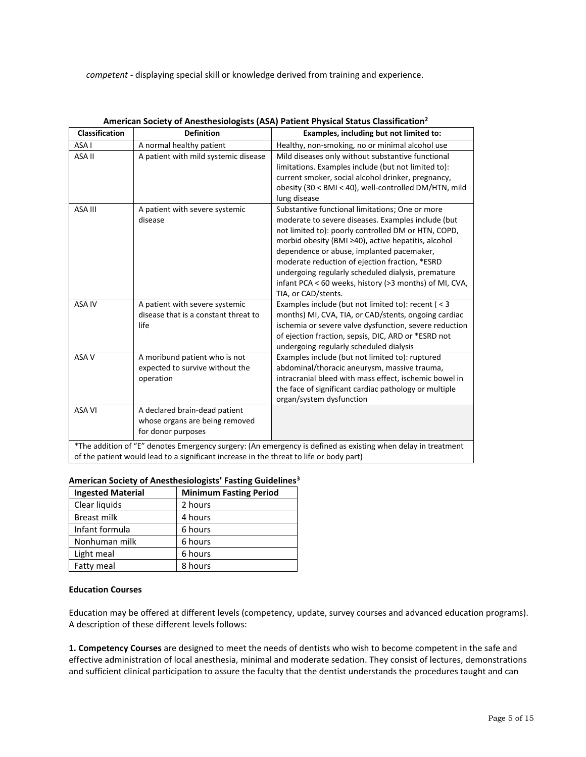*competent* - displaying special skill or knowledge derived from training and experience.

**American Society of Anesthesiologists (ASA) Patient Physical Status Classification[2]**

| Classification | Definition | Examples, including but not limited to: |
|---|---|---|
| ASA I | A normal healthy patient | Healthy, non-smoking, no or minimal alcohol use |
| ASA II | A patient with mild systemic disease | Mild diseases only without substantive functional limitations. Examples include (but not limited to): current smoker, social alcohol drinker, pregnancy, obesity (30 < BMI < 40), well-controlled DM/HTN, mild lung disease |
| ASA III | A patient with severe systemic disease | Substantive functional limitations; One or more moderate to severe diseases. Examples include (but not limited to): poorly controlled DM or HTN, COPD, morbid obesity (BMI ≥40), active hepatitis, alcohol dependence or abuse, implanted pacemaker, moderate reduction of ejection fraction, *ESRD undergoing regularly scheduled dialysis, premature infant PCA < 60 weeks, history (>3 months) of MI, CVA, TIA, or CAD/stents. |
| ASA IV | A patient with severe systemic disease that is a constant threat to life | Examples include (but not limited to): recent ( < 3 months) MI, CVA, TIA, or CAD/stents, ongoing cardiac ischemia or severe valve dysfunction, severe reduction of ejection fraction, sepsis, DIC, ARD or *ESRD not undergoing regularly scheduled dialysis |
| ASA V | A moribund patient who is not expected to survive without the operation | Examples include (but not limited to): ruptured abdominal/thoracic aneurysm, massive trauma, intracranial bleed with mass effect, ischemic bowel in the face of significant cardiac pathology or multiple organ/system dysfunction |
| ASA VI | A declared brain-dead patient whose organs are being removed for donor purposes | |
| *The addition of "E" denotes Emergency surgery: (An emergency is defined as existing when delay in treatment of the patient would lead to a significant increase in the threat to life or body part) | | |

**American Society of Anesthesiologists' Fasting Guidelines[3]**

| Ingested Material | Minimum Fasting Period |
|---|---|
| Clear liquids | 2 hours |
| Breast milk | 4 hours |
| Infant formula | 6 hours |
| Nonhuman milk | 6 hours |
| Light meal | 6 hours |
| Fatty meal | 8 hours |

**Education Courses**

Education may be offered at different levels (competency, update, survey courses and advanced education programs). A description of these different levels follows:

**1. Competency Courses** are designed to meet the needs of dentists who wish to become competent in the safe and effective administration of local anesthesia, minimal and moderate sedation. They consist of lectures, demonstrations and sufficient clinical participation to assure the faculty that the dentist understands the procedures taught and can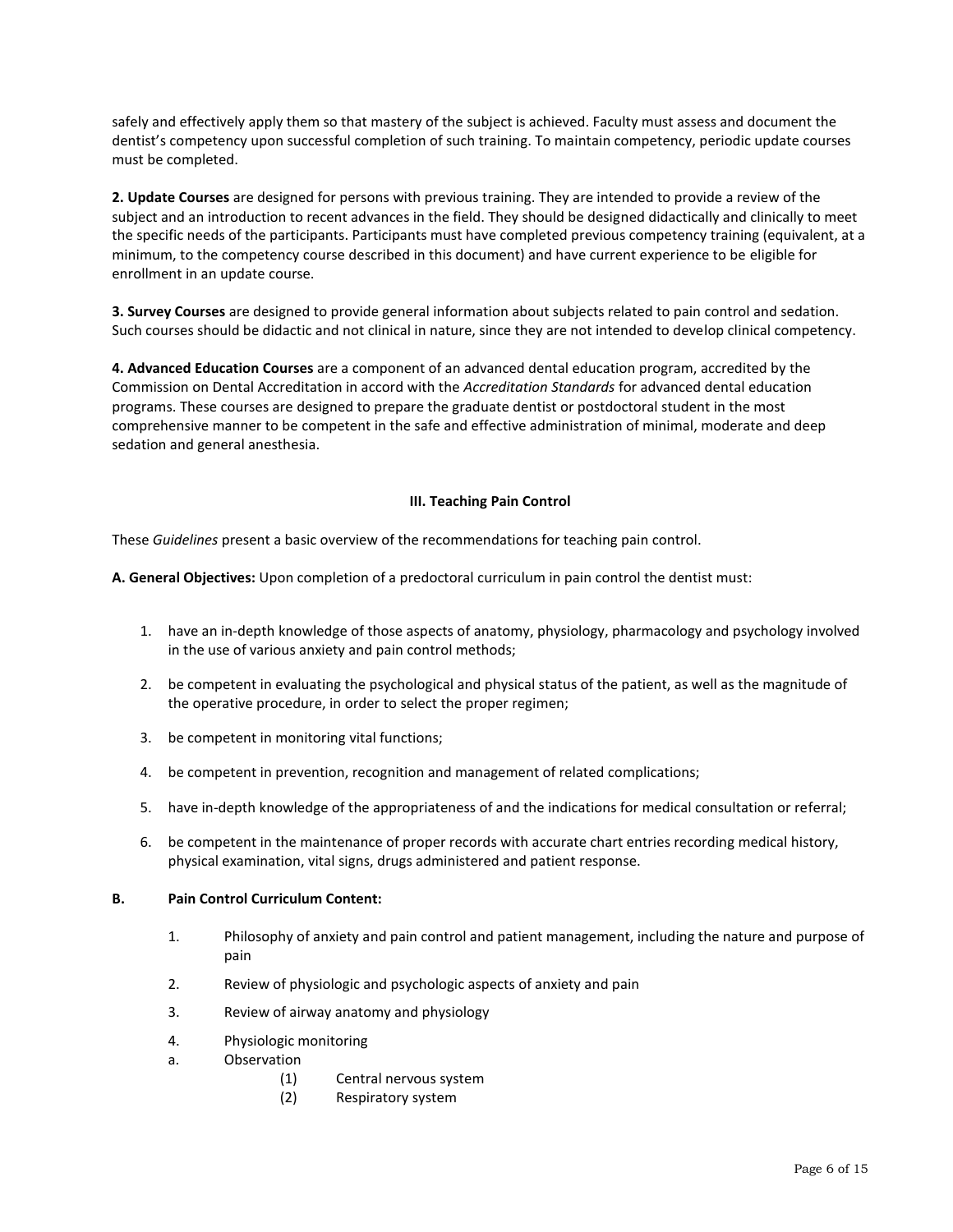safely and effectively apply them so that mastery of the subject is achieved. Faculty must assess and document the dentist's competency upon successful completion of such training. To maintain competency, periodic update courses must be completed.

**2. Update Courses** are designed for persons with previous training. They are intended to provide a review of the subject and an introduction to recent advances in the field. They should be designed didactically and clinically to meet the specific needs of the participants. Participants must have completed previous competency training (equivalent, at a minimum, to the competency course described in this document) and have current experience to be eligible for enrollment in an update course.

**3. Survey Courses** are designed to provide general information about subjects related to pain control and sedation. Such courses should be didactic and not clinical in nature, since they are not intended to develop clinical competency.

**4. Advanced Education Courses** are a component of an advanced dental education program, accredited by the Commission on Dental Accreditation in accord with the *Accreditation Standards* for advanced dental education programs. These courses are designed to prepare the graduate dentist or postdoctoral student in the most comprehensive manner to be competent in the safe and effective administration of minimal, moderate and deep sedation and general anesthesia.

## III. Teaching Pain Control

These *Guidelines* present a basic overview of the recommendations for teaching pain control.

**A. General Objectives:** Upon completion of a predoctoral curriculum in pain control the dentist must:

1. have an in-depth knowledge of those aspects of anatomy, physiology, pharmacology and psychology involved in the use of various anxiety and pain control methods;
2. be competent in evaluating the psychological and physical status of the patient, as well as the magnitude of the operative procedure, in order to select the proper regimen;
3. be competent in monitoring vital functions;
4. be competent in prevention, recognition and management of related complications;
5. have in-depth knowledge of the appropriateness of and the indications for medical consultation or referral;
6. be competent in the maintenance of proper records with accurate chart entries recording medical history, physical examination, vital signs, drugs administered and patient response.

**B. Pain Control Curriculum Content:**

1. Philosophy of anxiety and pain control and patient management, including the nature and purpose of pain
2. Review of physiologic and psychologic aspects of anxiety and pain
3. Review of airway anatomy and physiology
4. Physiologic monitoring

a. Observation

- (1) Central nervous system
- (2) Respiratory system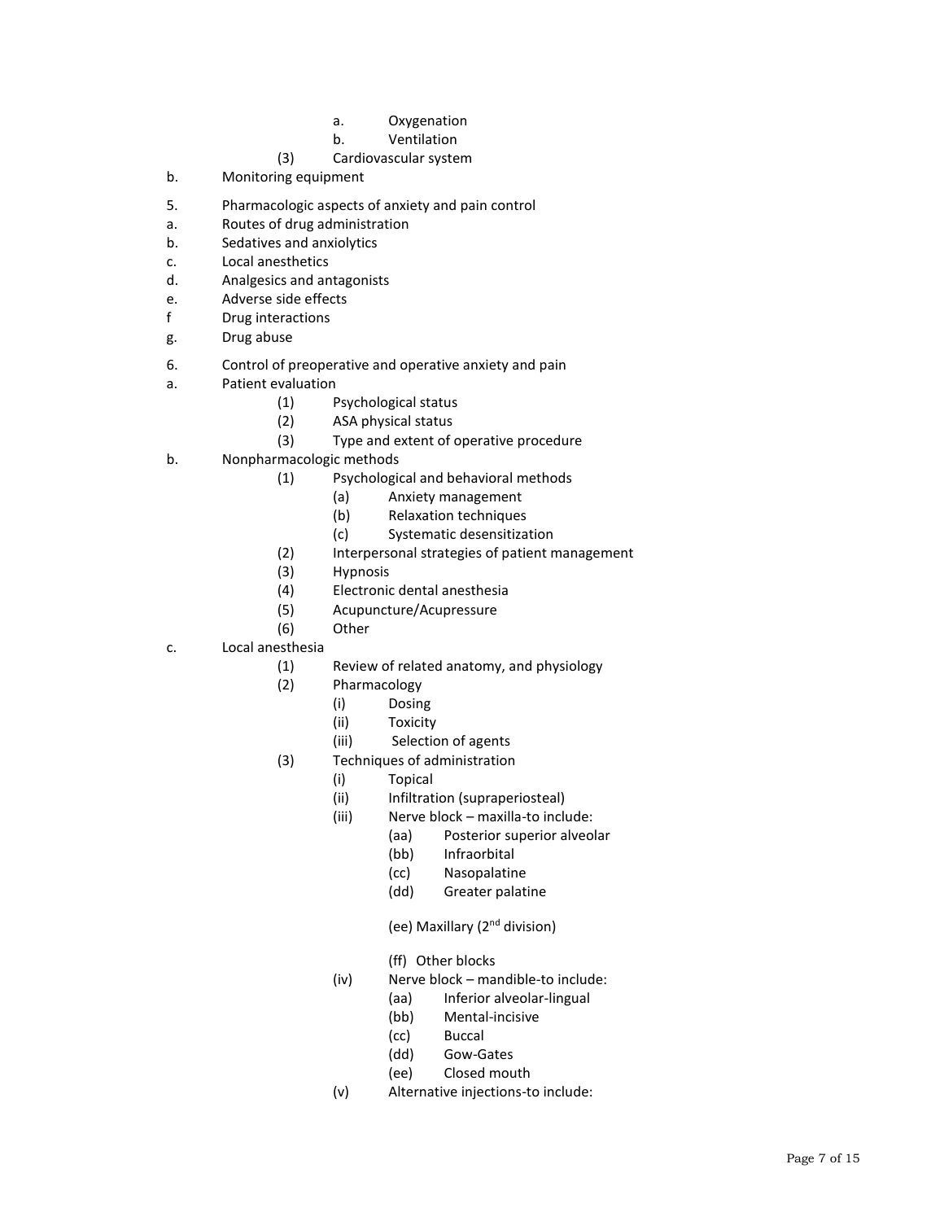a. Oxygenation

b. Ventilation

(3) Cardiovascular system

b. Monitoring equipment

5. Pharmacologic aspects of anxiety and pain control

a. Routes of drug administration

b. Sedatives and anxiolytics

c. Local anesthetics

d. Analgesics and antagonists

e. Adverse side effects

f Drug interactions

g. Drug abuse

6. Control of preoperative and operative anxiety and pain

a. Patient evaluation

(1) Psychological status

(2) ASA physical status

(3) Type and extent of operative procedure

b. Nonpharmacologic methods

(1) Psychological and behavioral methods

(a) Anxiety management

(b) Relaxation techniques

(c) Systematic desensitization

(2) Interpersonal strategies of patient management

(3) Hypnosis

(4) Electronic dental anesthesia

(5) Acupuncture/Acupressure

(6) Other

c. Local anesthesia

(1) Review of related anatomy, and physiology

(2) Pharmacology

(i) Dosing

(ii) Toxicity

(iii) Selection of agents

(3) Techniques of administration

(i) Topical

(ii) Infiltration (supraperiosteal)

(iii) Nerve block – maxilla-to include:

(aa) Posterior superior alveolar

(bb) Infraorbital

(cc) Nasopalatine

(dd) Greater palatine

(ee) Maxillary (2nd division)

(ff) Other blocks

(iv) Nerve block – mandible-to include:

(aa) Inferior alveolar-lingual

(bb) Mental-incisive

(cc) Buccal

(dd) Gow-Gates

(ee) Closed mouth

(v) Alternative injections-to include: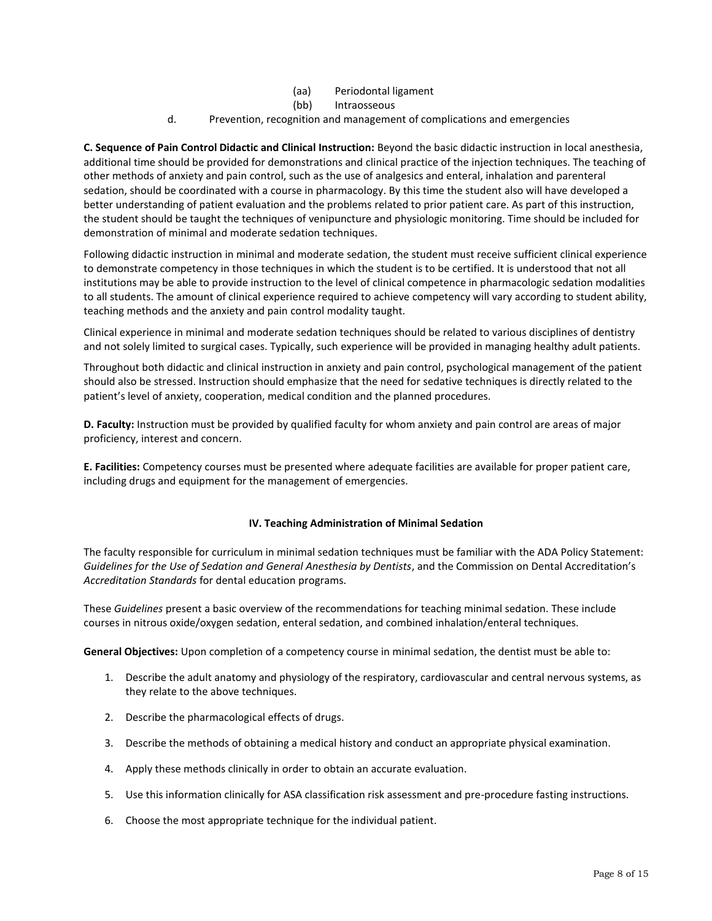(aa) Periodontal ligament

(bb) Intraosseous

d. Prevention, recognition and management of complications and emergencies

**C. Sequence of Pain Control Didactic and Clinical Instruction:** Beyond the basic didactic instruction in local anesthesia, additional time should be provided for demonstrations and clinical practice of the injection techniques. The teaching of other methods of anxiety and pain control, such as the use of analgesics and enteral, inhalation and parenteral sedation, should be coordinated with a course in pharmacology. By this time the student also will have developed a better understanding of patient evaluation and the problems related to prior patient care. As part of this instruction, the student should be taught the techniques of venipuncture and physiologic monitoring. Time should be included for demonstration of minimal and moderate sedation techniques.

Following didactic instruction in minimal and moderate sedation, the student must receive sufficient clinical experience to demonstrate competency in those techniques in which the student is to be certified. It is understood that not all institutions may be able to provide instruction to the level of clinical competence in pharmacologic sedation modalities to all students. The amount of clinical experience required to achieve competency will vary according to student ability, teaching methods and the anxiety and pain control modality taught.

Clinical experience in minimal and moderate sedation techniques should be related to various disciplines of dentistry and not solely limited to surgical cases. Typically, such experience will be provided in managing healthy adult patients.

Throughout both didactic and clinical instruction in anxiety and pain control, psychological management of the patient should also be stressed. Instruction should emphasize that the need for sedative techniques is directly related to the patient's level of anxiety, cooperation, medical condition and the planned procedures.

**D. Faculty:** Instruction must be provided by qualified faculty for whom anxiety and pain control are areas of major proficiency, interest and concern.

**E. Facilities:** Competency courses must be presented where adequate facilities are available for proper patient care, including drugs and equipment for the management of emergencies.

## IV. Teaching Administration of Minimal Sedation

The faculty responsible for curriculum in minimal sedation techniques must be familiar with the ADA Policy Statement: *Guidelines for the Use of Sedation and General Anesthesia by Dentists*, and the Commission on Dental Accreditation's *Accreditation Standards* for dental education programs.

These *Guidelines* present a basic overview of the recommendations for teaching minimal sedation. These include courses in nitrous oxide/oxygen sedation, enteral sedation, and combined inhalation/enteral techniques.

**General Objectives:** Upon completion of a competency course in minimal sedation, the dentist must be able to:

1. Describe the adult anatomy and physiology of the respiratory, cardiovascular and central nervous systems, as they relate to the above techniques.
2. Describe the pharmacological effects of drugs.
3. Describe the methods of obtaining a medical history and conduct an appropriate physical examination.
4. Apply these methods clinically in order to obtain an accurate evaluation.
5. Use this information clinically for ASA classification risk assessment and pre-procedure fasting instructions.
6. Choose the most appropriate technique for the individual patient.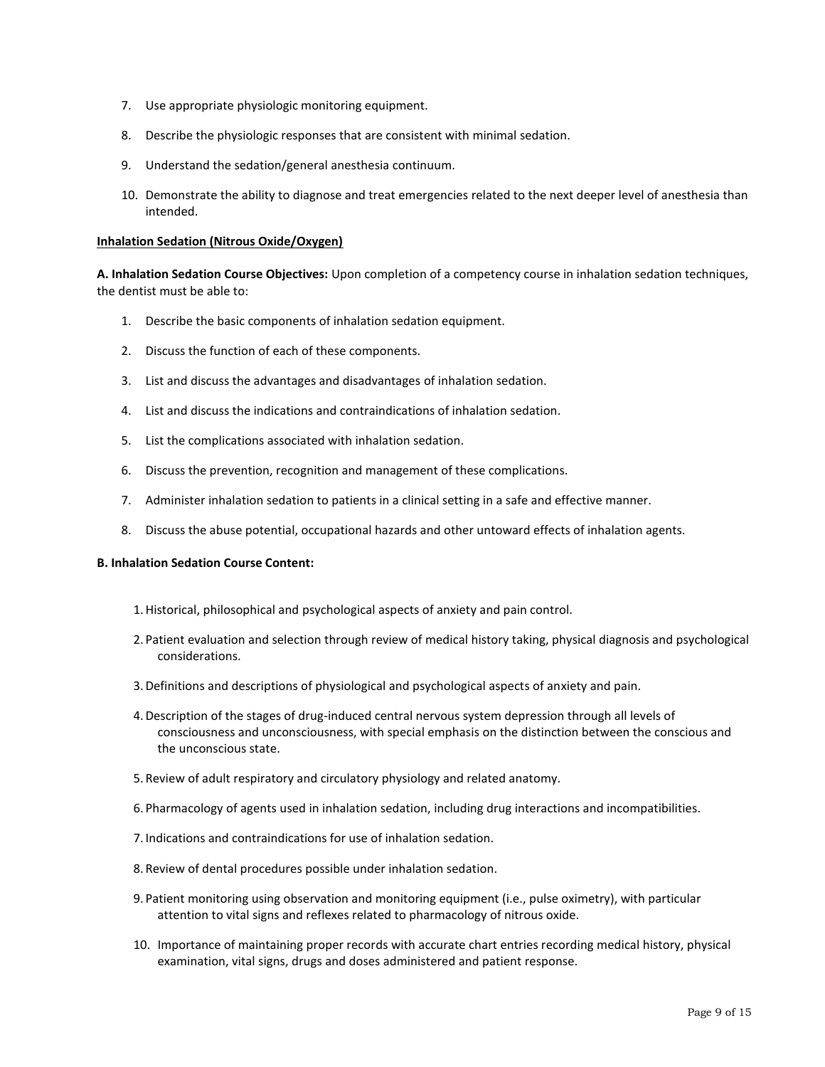7. Use appropriate physiologic monitoring equipment.
8. Describe the physiologic responses that are consistent with minimal sedation.
9. Understand the sedation/general anesthesia continuum.
10. Demonstrate the ability to diagnose and treat emergencies related to the next deeper level of anesthesia than intended.

**Inhalation Sedation (Nitrous Oxide/Oxygen)**

**A. Inhalation Sedation Course Objectives:** Upon completion of a competency course in inhalation sedation techniques, the dentist must be able to:

1. Describe the basic components of inhalation sedation equipment.
2. Discuss the function of each of these components.
3. List and discuss the advantages and disadvantages of inhalation sedation.
4. List and discuss the indications and contraindications of inhalation sedation.
5. List the complications associated with inhalation sedation.
6. Discuss the prevention, recognition and management of these complications.
7. Administer inhalation sedation to patients in a clinical setting in a safe and effective manner.
8. Discuss the abuse potential, occupational hazards and other untoward effects of inhalation agents.

**B. Inhalation Sedation Course Content:**

1. Historical, philosophical and psychological aspects of anxiety and pain control.
2. Patient evaluation and selection through review of medical history taking, physical diagnosis and psychological considerations.
3. Definitions and descriptions of physiological and psychological aspects of anxiety and pain.
4. Description of the stages of drug-induced central nervous system depression through all levels of consciousness and unconsciousness, with special emphasis on the distinction between the conscious and the unconscious state.
5. Review of adult respiratory and circulatory physiology and related anatomy.
6. Pharmacology of agents used in inhalation sedation, including drug interactions and incompatibilities.
7. Indications and contraindications for use of inhalation sedation.
8. Review of dental procedures possible under inhalation sedation.
9. Patient monitoring using observation and monitoring equipment (i.e., pulse oximetry), with particular attention to vital signs and reflexes related to pharmacology of nitrous oxide.
10. Importance of maintaining proper records with accurate chart entries recording medical history, physical examination, vital signs, drugs and doses administered and patient response.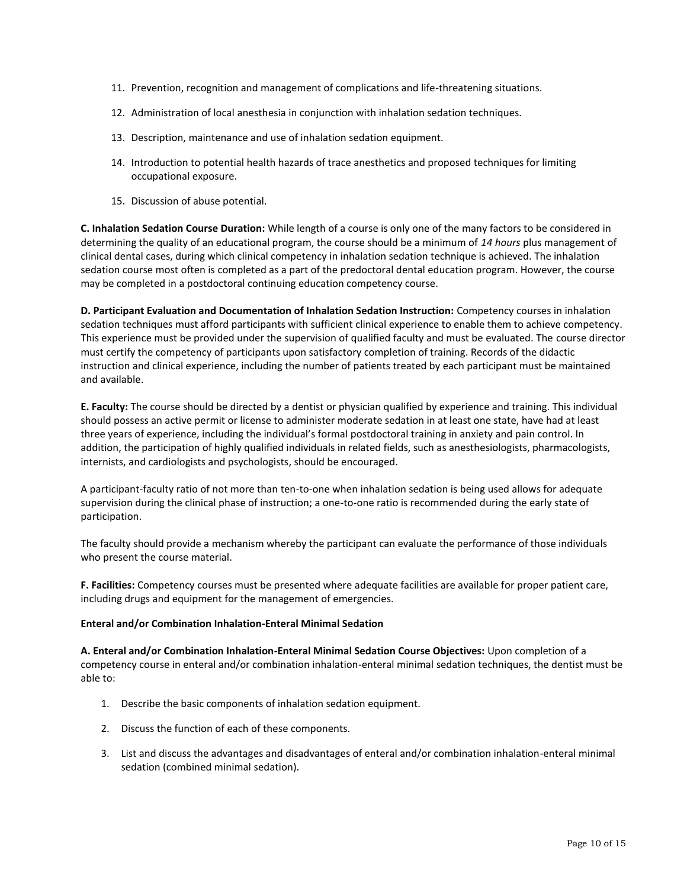11. Prevention, recognition and management of complications and life-threatening situations.

12. Administration of local anesthesia in conjunction with inhalation sedation techniques.

13. Description, maintenance and use of inhalation sedation equipment.

14. Introduction to potential health hazards of trace anesthetics and proposed techniques for limiting occupational exposure.

15. Discussion of abuse potential.

**C. Inhalation Sedation Course Duration:** While length of a course is only one of the many factors to be considered in determining the quality of an educational program, the course should be a minimum of *14 hours* plus management of clinical dental cases, during which clinical competency in inhalation sedation technique is achieved. The inhalation sedation course most often is completed as a part of the predoctoral dental education program. However, the course may be completed in a postdoctoral continuing education competency course.

**D. Participant Evaluation and Documentation of Inhalation Sedation Instruction:** Competency courses in inhalation sedation techniques must afford participants with sufficient clinical experience to enable them to achieve competency. This experience must be provided under the supervision of qualified faculty and must be evaluated. The course director must certify the competency of participants upon satisfactory completion of training. Records of the didactic instruction and clinical experience, including the number of patients treated by each participant must be maintained and available.

**E. Faculty:** The course should be directed by a dentist or physician qualified by experience and training. This individual should possess an active permit or license to administer moderate sedation in at least one state, have had at least three years of experience, including the individual's formal postdoctoral training in anxiety and pain control. In addition, the participation of highly qualified individuals in related fields, such as anesthesiologists, pharmacologists, internists, and cardiologists and psychologists, should be encouraged.

A participant-faculty ratio of not more than ten-to-one when inhalation sedation is being used allows for adequate supervision during the clinical phase of instruction; a one-to-one ratio is recommended during the early state of participation.

The faculty should provide a mechanism whereby the participant can evaluate the performance of those individuals who present the course material.

**F. Facilities:** Competency courses must be presented where adequate facilities are available for proper patient care, including drugs and equipment for the management of emergencies.

**Enteral and/or Combination Inhalation-Enteral Minimal Sedation**

**A. Enteral and/or Combination Inhalation-Enteral Minimal Sedation Course Objectives:** Upon completion of a competency course in enteral and/or combination inhalation-enteral minimal sedation techniques, the dentist must be able to:

1. Describe the basic components of inhalation sedation equipment.

2. Discuss the function of each of these components.

3. List and discuss the advantages and disadvantages of enteral and/or combination inhalation-enteral minimal sedation (combined minimal sedation).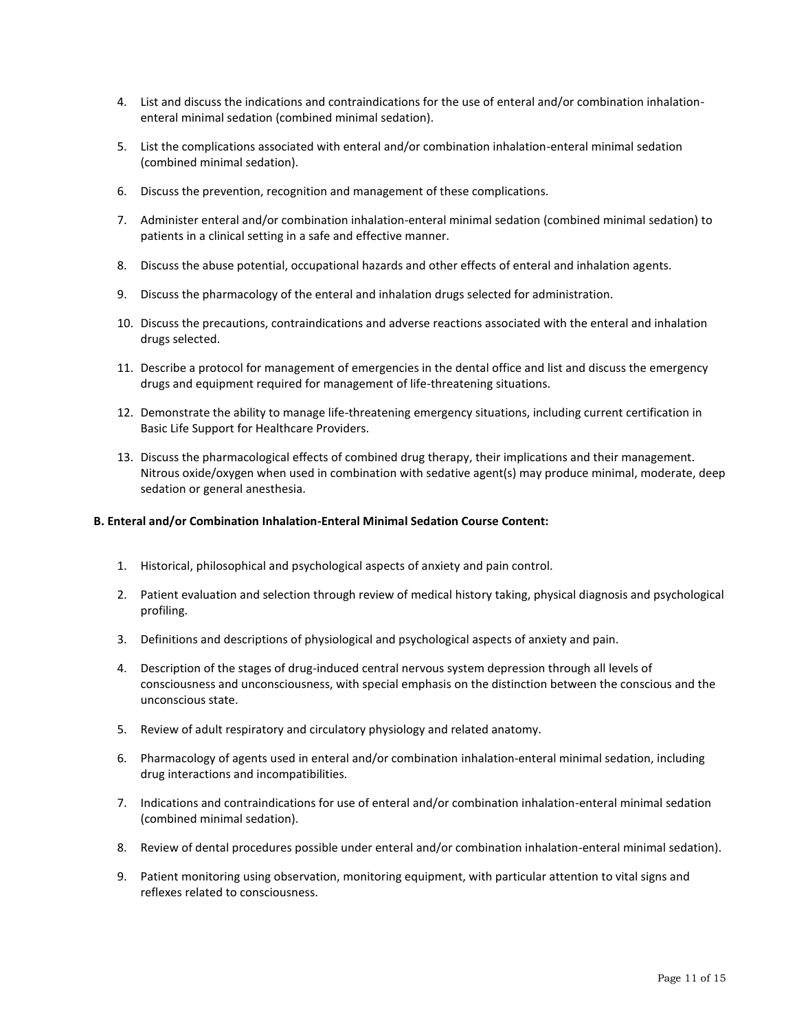4. List and discuss the indications and contraindications for the use of enteral and/or combination inhalation-enteral minimal sedation (combined minimal sedation).

5. List the complications associated with enteral and/or combination inhalation-enteral minimal sedation (combined minimal sedation).

6. Discuss the prevention, recognition and management of these complications.

7. Administer enteral and/or combination inhalation-enteral minimal sedation (combined minimal sedation) to patients in a clinical setting in a safe and effective manner.

8. Discuss the abuse potential, occupational hazards and other effects of enteral and inhalation agents.

9. Discuss the pharmacology of the enteral and inhalation drugs selected for administration.

10. Discuss the precautions, contraindications and adverse reactions associated with the enteral and inhalation drugs selected.

11. Describe a protocol for management of emergencies in the dental office and list and discuss the emergency drugs and equipment required for management of life-threatening situations.

12. Demonstrate the ability to manage life-threatening emergency situations, including current certification in Basic Life Support for Healthcare Providers.

13. Discuss the pharmacological effects of combined drug therapy, their implications and their management. Nitrous oxide/oxygen when used in combination with sedative agent(s) may produce minimal, moderate, deep sedation or general anesthesia.

**B. Enteral and/or Combination Inhalation-Enteral Minimal Sedation Course Content:**

1. Historical, philosophical and psychological aspects of anxiety and pain control.

2. Patient evaluation and selection through review of medical history taking, physical diagnosis and psychological profiling.

3. Definitions and descriptions of physiological and psychological aspects of anxiety and pain.

4. Description of the stages of drug-induced central nervous system depression through all levels of consciousness and unconsciousness, with special emphasis on the distinction between the conscious and the unconscious state.

5. Review of adult respiratory and circulatory physiology and related anatomy.

6. Pharmacology of agents used in enteral and/or combination inhalation-enteral minimal sedation, including drug interactions and incompatibilities.

7. Indications and contraindications for use of enteral and/or combination inhalation-enteral minimal sedation (combined minimal sedation).

8. Review of dental procedures possible under enteral and/or combination inhalation-enteral minimal sedation).

9. Patient monitoring using observation, monitoring equipment, with particular attention to vital signs and reflexes related to consciousness.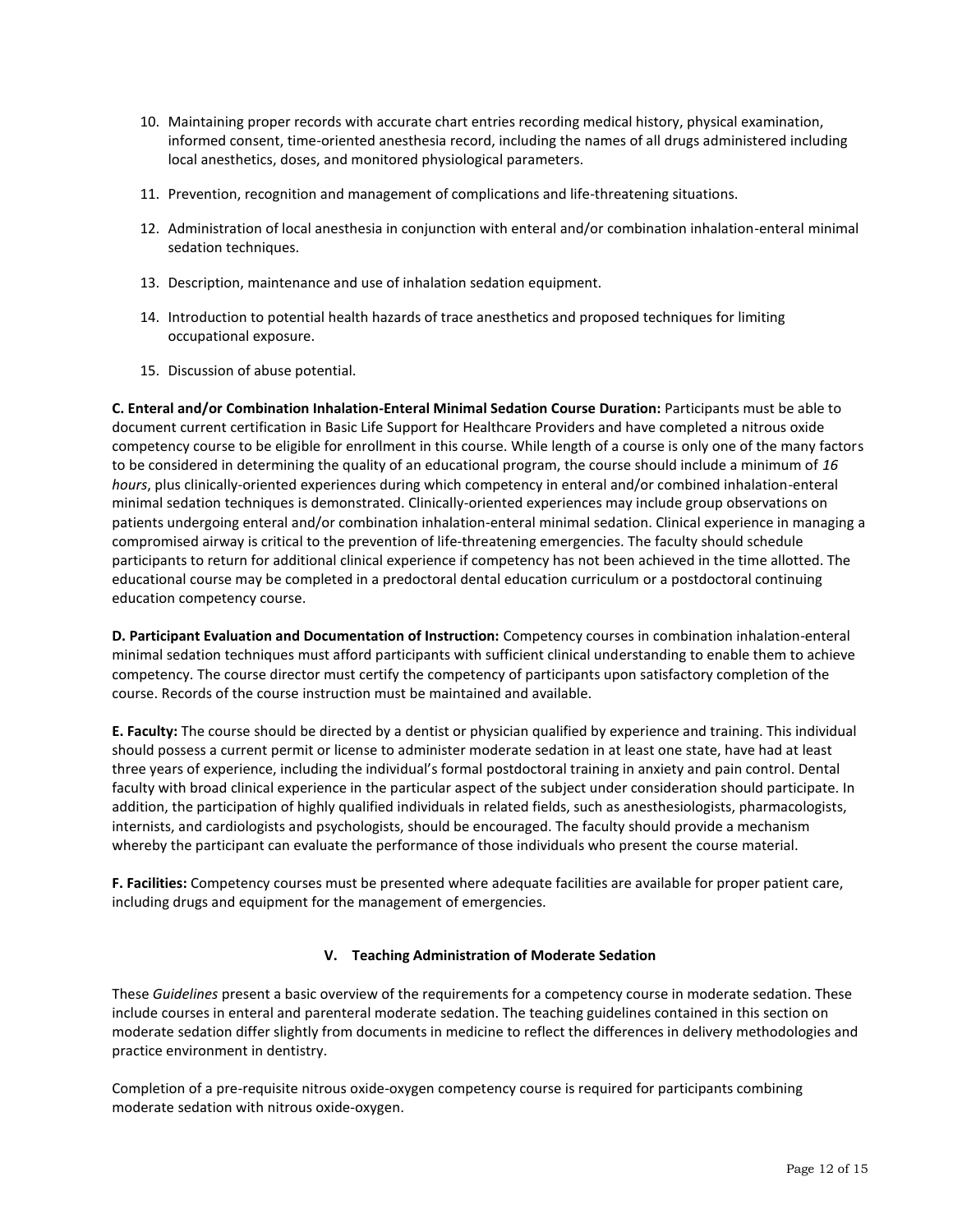10. Maintaining proper records with accurate chart entries recording medical history, physical examination, informed consent, time-oriented anesthesia record, including the names of all drugs administered including local anesthetics, doses, and monitored physiological parameters.
11. Prevention, recognition and management of complications and life-threatening situations.
12. Administration of local anesthesia in conjunction with enteral and/or combination inhalation-enteral minimal sedation techniques.
13. Description, maintenance and use of inhalation sedation equipment.
14. Introduction to potential health hazards of trace anesthetics and proposed techniques for limiting occupational exposure.
15. Discussion of abuse potential.

**C. Enteral and/or Combination Inhalation-Enteral Minimal Sedation Course Duration:** Participants must be able to document current certification in Basic Life Support for Healthcare Providers and have completed a nitrous oxide competency course to be eligible for enrollment in this course. While length of a course is only one of the many factors to be considered in determining the quality of an educational program, the course should include a minimum of *16 hours*, plus clinically-oriented experiences during which competency in enteral and/or combined inhalation-enteral minimal sedation techniques is demonstrated. Clinically-oriented experiences may include group observations on patients undergoing enteral and/or combination inhalation-enteral minimal sedation. Clinical experience in managing a compromised airway is critical to the prevention of life-threatening emergencies. The faculty should schedule participants to return for additional clinical experience if competency has not been achieved in the time allotted. The educational course may be completed in a predoctoral dental education curriculum or a postdoctoral continuing education competency course.

**D. Participant Evaluation and Documentation of Instruction:** Competency courses in combination inhalation-enteral minimal sedation techniques must afford participants with sufficient clinical understanding to enable them to achieve competency. The course director must certify the competency of participants upon satisfactory completion of the course. Records of the course instruction must be maintained and available.

**E. Faculty:** The course should be directed by a dentist or physician qualified by experience and training. This individual should possess a current permit or license to administer moderate sedation in at least one state, have had at least three years of experience, including the individual's formal postdoctoral training in anxiety and pain control. Dental faculty with broad clinical experience in the particular aspect of the subject under consideration should participate. In addition, the participation of highly qualified individuals in related fields, such as anesthesiologists, pharmacologists, internists, and cardiologists and psychologists, should be encouraged. The faculty should provide a mechanism whereby the participant can evaluate the performance of those individuals who present the course material.

**F. Facilities:** Competency courses must be presented where adequate facilities are available for proper patient care, including drugs and equipment for the management of emergencies.

## V. Teaching Administration of Moderate Sedation

These *Guidelines* present a basic overview of the requirements for a competency course in moderate sedation. These include courses in enteral and parenteral moderate sedation. The teaching guidelines contained in this section on moderate sedation differ slightly from documents in medicine to reflect the differences in delivery methodologies and practice environment in dentistry.

Completion of a pre-requisite nitrous oxide-oxygen competency course is required for participants combining moderate sedation with nitrous oxide-oxygen.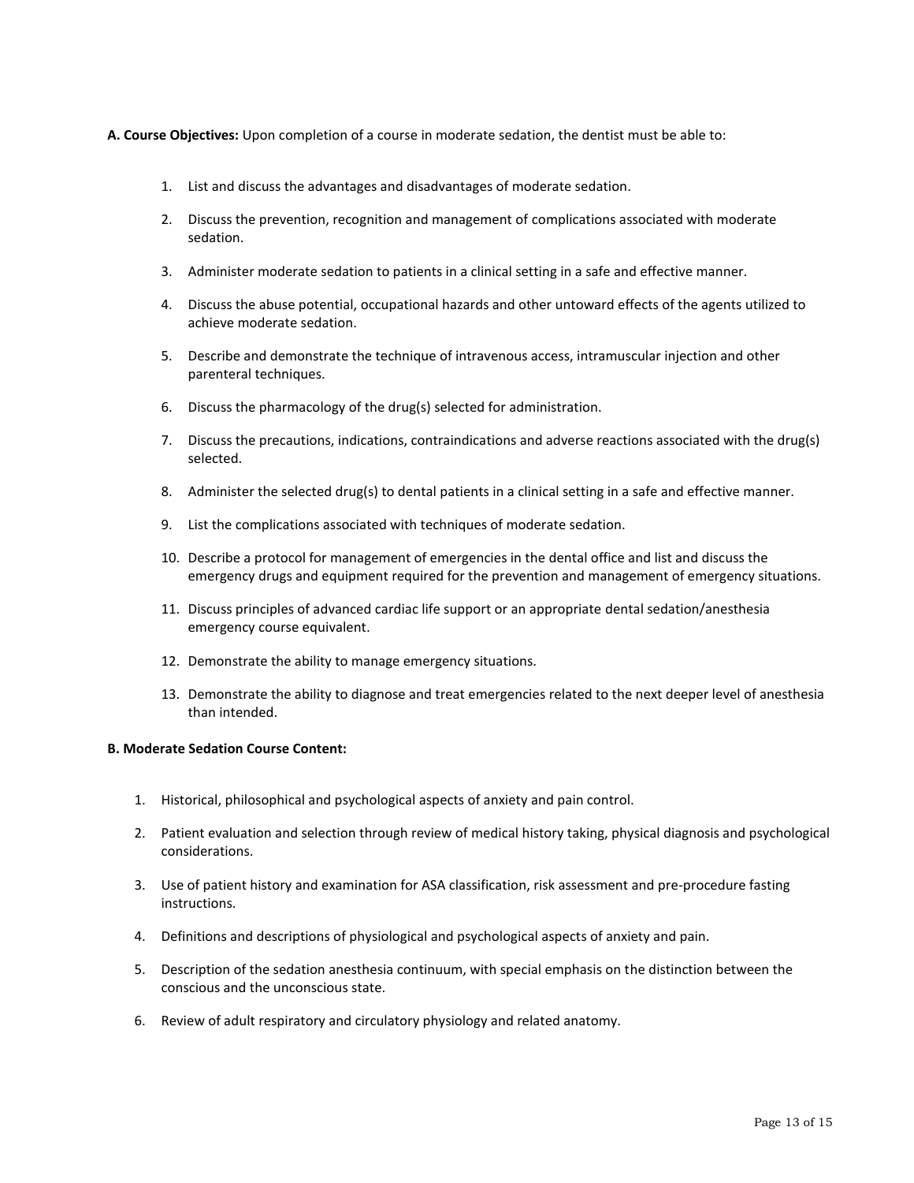**A. Course Objectives:** Upon completion of a course in moderate sedation, the dentist must be able to:

1. List and discuss the advantages and disadvantages of moderate sedation.
2. Discuss the prevention, recognition and management of complications associated with moderate sedation.
3. Administer moderate sedation to patients in a clinical setting in a safe and effective manner.
4. Discuss the abuse potential, occupational hazards and other untoward effects of the agents utilized to achieve moderate sedation.
5. Describe and demonstrate the technique of intravenous access, intramuscular injection and other parenteral techniques.
6. Discuss the pharmacology of the drug(s) selected for administration.
7. Discuss the precautions, indications, contraindications and adverse reactions associated with the drug(s) selected.
8. Administer the selected drug(s) to dental patients in a clinical setting in a safe and effective manner.
9. List the complications associated with techniques of moderate sedation.
10. Describe a protocol for management of emergencies in the dental office and list and discuss the emergency drugs and equipment required for the prevention and management of emergency situations.
11. Discuss principles of advanced cardiac life support or an appropriate dental sedation/anesthesia emergency course equivalent.
12. Demonstrate the ability to manage emergency situations.
13. Demonstrate the ability to diagnose and treat emergencies related to the next deeper level of anesthesia than intended.

**B. Moderate Sedation Course Content:**

1. Historical, philosophical and psychological aspects of anxiety and pain control.
2. Patient evaluation and selection through review of medical history taking, physical diagnosis and psychological considerations.
3. Use of patient history and examination for ASA classification, risk assessment and pre-procedure fasting instructions.
4. Definitions and descriptions of physiological and psychological aspects of anxiety and pain.
5. Description of the sedation anesthesia continuum, with special emphasis on the distinction between the conscious and the unconscious state.
6. Review of adult respiratory and circulatory physiology and related anatomy.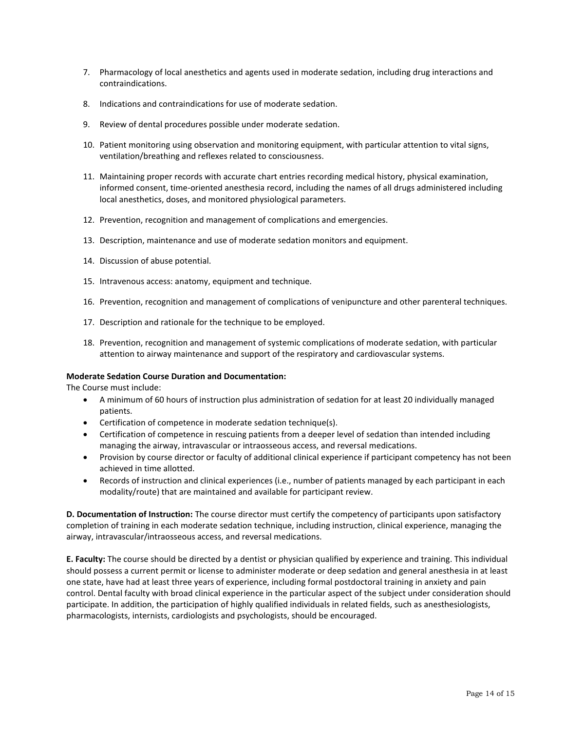7. Pharmacology of local anesthetics and agents used in moderate sedation, including drug interactions and contraindications.

8. Indications and contraindications for use of moderate sedation.

9. Review of dental procedures possible under moderate sedation.

10. Patient monitoring using observation and monitoring equipment, with particular attention to vital signs, ventilation/breathing and reflexes related to consciousness.

11. Maintaining proper records with accurate chart entries recording medical history, physical examination, informed consent, time-oriented anesthesia record, including the names of all drugs administered including local anesthetics, doses, and monitored physiological parameters.

12. Prevention, recognition and management of complications and emergencies.

13. Description, maintenance and use of moderate sedation monitors and equipment.

14. Discussion of abuse potential.

15. Intravenous access: anatomy, equipment and technique.

16. Prevention, recognition and management of complications of venipuncture and other parenteral techniques.

17. Description and rationale for the technique to be employed.

18. Prevention, recognition and management of systemic complications of moderate sedation, with particular attention to airway maintenance and support of the respiratory and cardiovascular systems.

**Moderate Sedation Course Duration and Documentation:**
The Course must include:

- A minimum of 60 hours of instruction plus administration of sedation for at least 20 individually managed patients.
- Certification of competence in moderate sedation technique(s).
- Certification of competence in rescuing patients from a deeper level of sedation than intended including managing the airway, intravascular or intraosseous access, and reversal medications.
- Provision by course director or faculty of additional clinical experience if participant competency has not been achieved in time allotted.
- Records of instruction and clinical experiences (i.e., number of patients managed by each participant in each modality/route) that are maintained and available for participant review.

**D. Documentation of Instruction:** The course director must certify the competency of participants upon satisfactory completion of training in each moderate sedation technique, including instruction, clinical experience, managing the airway, intravascular/intraosseous access, and reversal medications.

**E. Faculty:** The course should be directed by a dentist or physician qualified by experience and training. This individual should possess a current permit or license to administer moderate or deep sedation and general anesthesia in at least one state, have had at least three years of experience, including formal postdoctoral training in anxiety and pain control. Dental faculty with broad clinical experience in the particular aspect of the subject under consideration should participate. In addition, the participation of highly qualified individuals in related fields, such as anesthesiologists, pharmacologists, internists, cardiologists and psychologists, should be encouraged.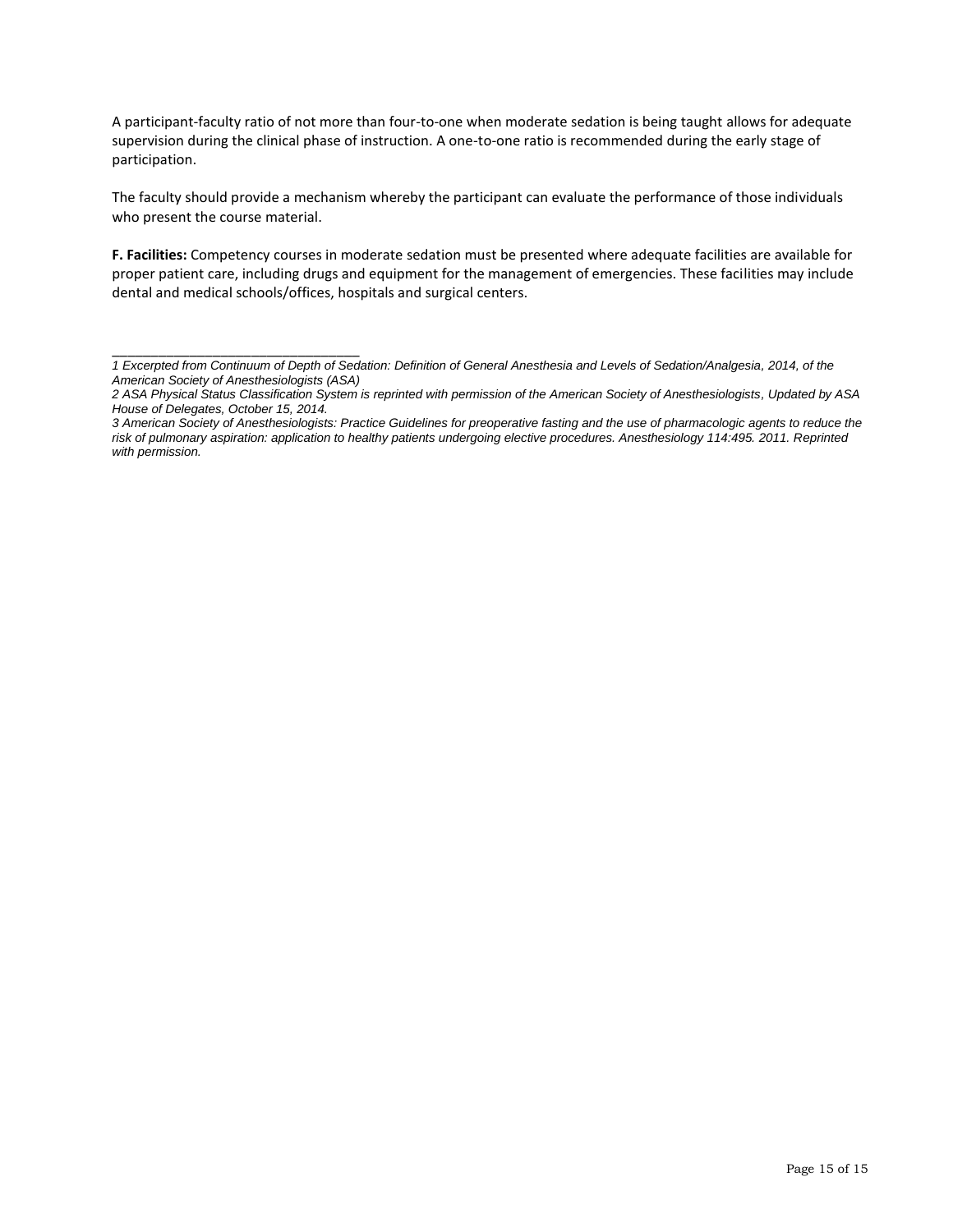A participant-faculty ratio of not more than four-to-one when moderate sedation is being taught allows for adequate supervision during the clinical phase of instruction. A one-to-one ratio is recommended during the early stage of participation.

The faculty should provide a mechanism whereby the participant can evaluate the performance of those individuals who present the course material.

**F. Facilities:** Competency courses in moderate sedation must be presented where adequate facilities are available for proper patient care, including drugs and equipment for the management of emergencies. These facilities may include dental and medical schools/offices, hospitals and surgical centers.

---

*1 Excerpted from Continuum of Depth of Sedation: Definition of General Anesthesia and Levels of Sedation/Analgesia, 2014, of the American Society of Anesthesiologists (ASA)*

*2 ASA Physical Status Classification System is reprinted with permission of the American Society of Anesthesiologists, Updated by ASA House of Delegates, October 15, 2014.*

*3 American Society of Anesthesiologists: Practice Guidelines for preoperative fasting and the use of pharmacologic agents to reduce the risk of pulmonary aspiration: application to healthy patients undergoing elective procedures. Anesthesiology 114:495. 2011. Reprinted with permission.*